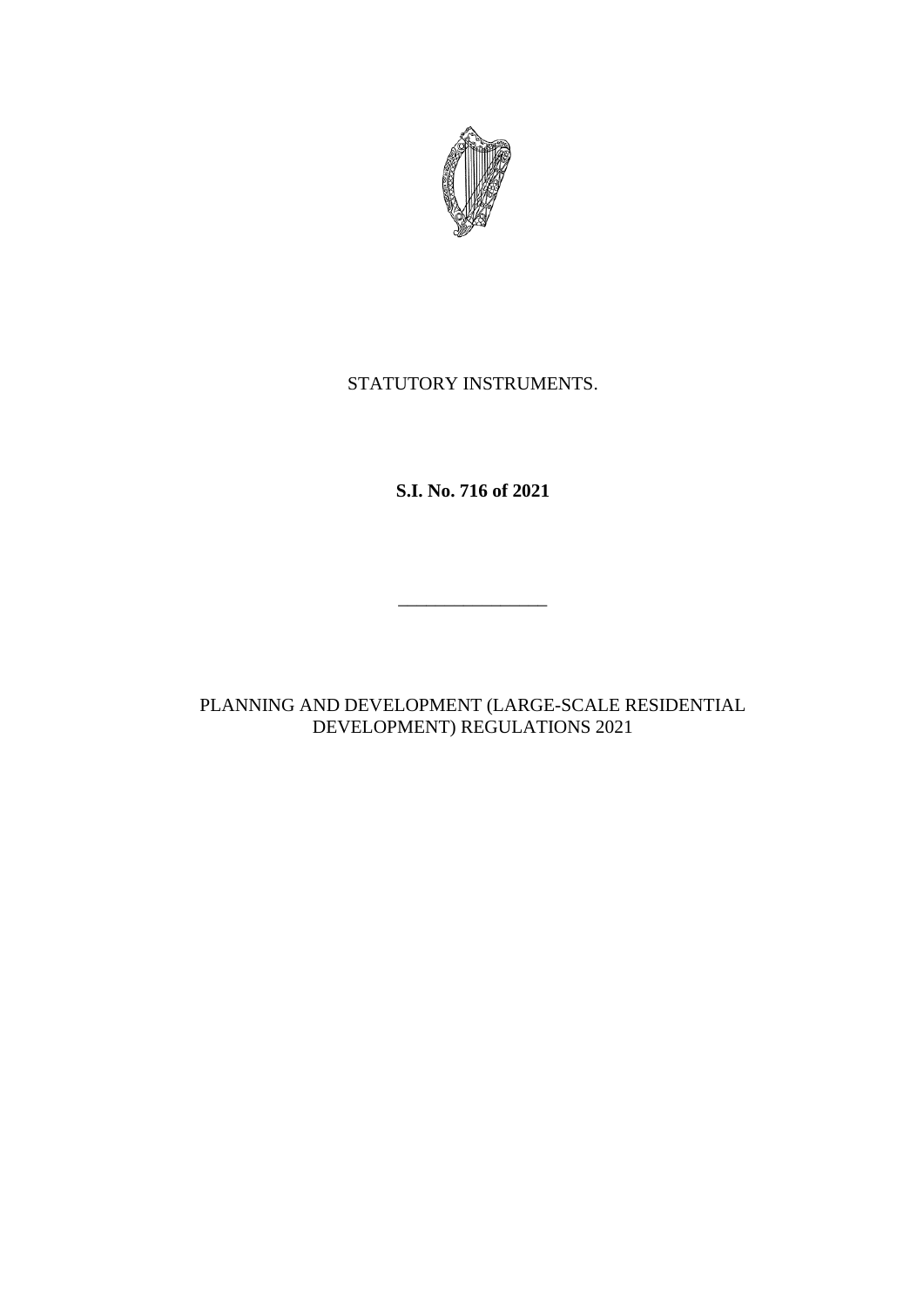STATUTORY INSTRUMENTS.

**S.I. No. 716 of 2021**

---

PLANNING AND DEVELOPMENT (LARGE-SCALE RESIDENTIAL DEVELOPMENT) REGULATIONS 2021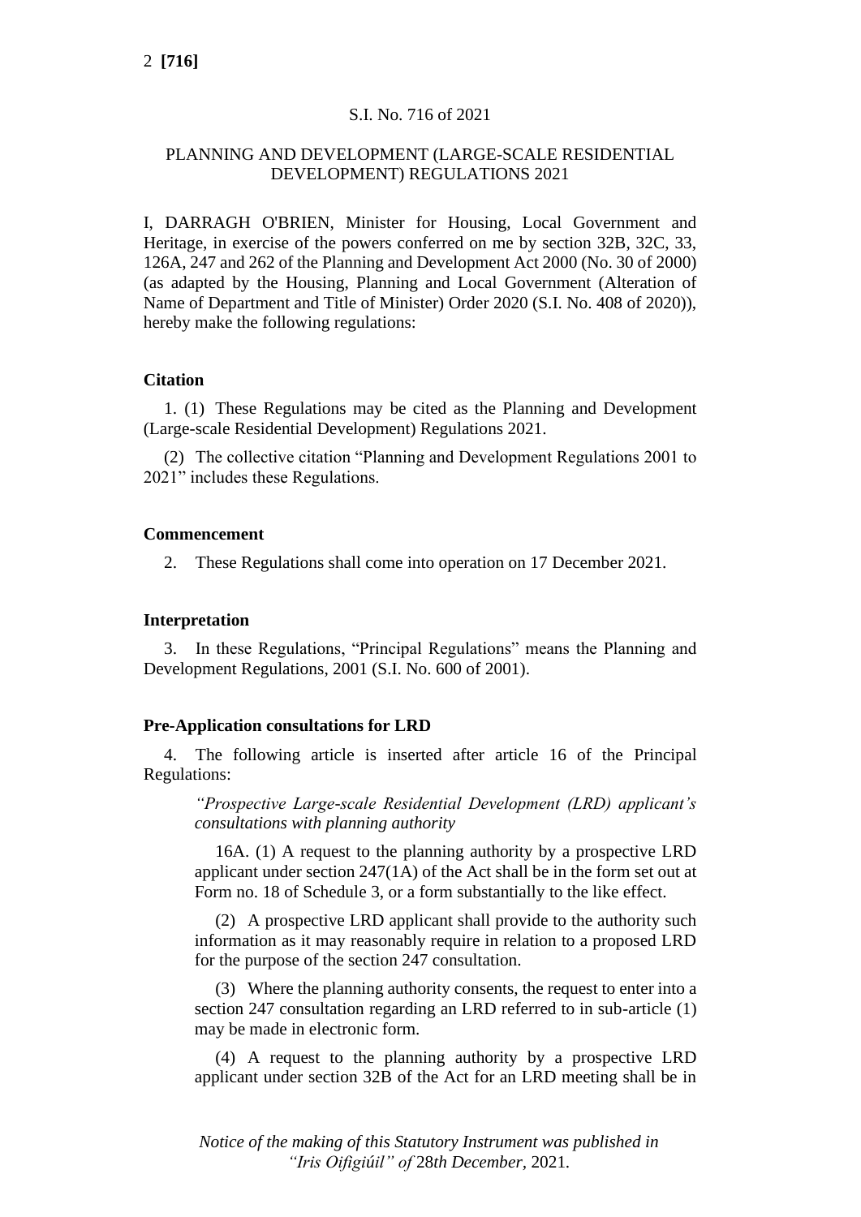S.I. No. 716 of 2021

PLANNING AND DEVELOPMENT (LARGE-SCALE RESIDENTIAL DEVELOPMENT) REGULATIONS 2021

I, DARRAGH O'BRIEN, Minister for Housing, Local Government and Heritage, in exercise of the powers conferred on me by section 32B, 32C, 33, 126A, 247 and 262 of the Planning and Development Act 2000 (No. 30 of 2000) (as adapted by the Housing, Planning and Local Government (Alteration of Name of Department and Title of Minister) Order 2020 (S.I. No. 408 of 2020)), hereby make the following regulations:

**Citation**

1. (1) These Regulations may be cited as the Planning and Development (Large-scale Residential Development) Regulations 2021.

(2) The collective citation "Planning and Development Regulations 2001 to 2021" includes these Regulations.

**Commencement**

2. These Regulations shall come into operation on 17 December 2021.

**Interpretation**

3. In these Regulations, "Principal Regulations" means the Planning and Development Regulations, 2001 (S.I. No. 600 of 2001).

**Pre-Application consultations for LRD**

4. The following article is inserted after article 16 of the Principal Regulations:

> *"Prospective Large-scale Residential Development (LRD) applicant's consultations with planning authority*
>
> 16A. (1) A request to the planning authority by a prospective LRD applicant under section 247(1A) of the Act shall be in the form set out at Form no. 18 of Schedule 3, or a form substantially to the like effect.
>
> (2) A prospective LRD applicant shall provide to the authority such information as it may reasonably require in relation to a proposed LRD for the purpose of the section 247 consultation.
>
> (3) Where the planning authority consents, the request to enter into a section 247 consultation regarding an LRD referred to in sub-article (1) may be made in electronic form.
>
> (4) A request to the planning authority by a prospective LRD applicant under section 32B of the Act for an LRD meeting shall be in

*Notice of the making of this Statutory Instrument was published in "Iris Oifigiúil" of 28th December, 2021.*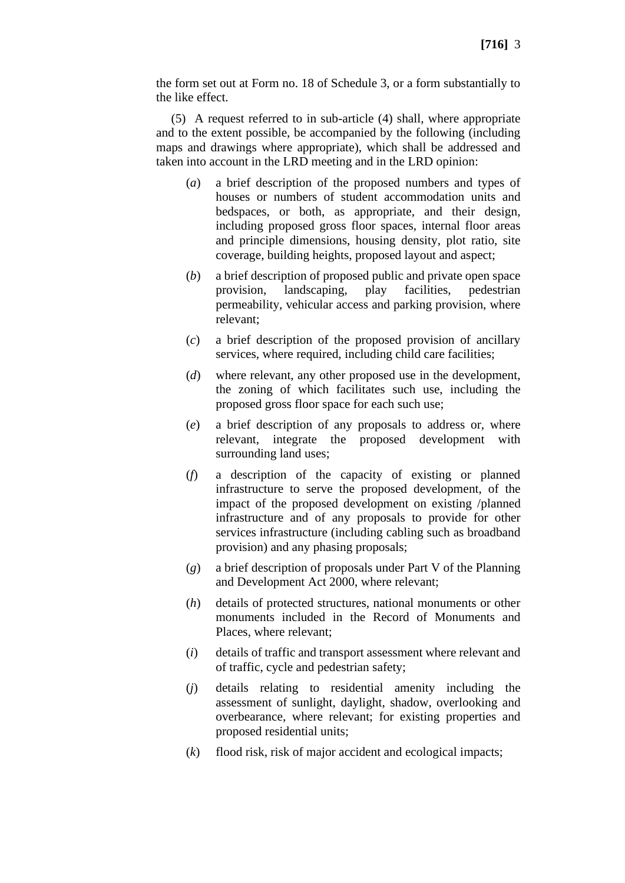the form set out at Form no. 18 of Schedule 3, or a form substantially to the like effect.

(5) A request referred to in sub-article (4) shall, where appropriate and to the extent possible, be accompanied by the following (including maps and drawings where appropriate), which shall be addressed and taken into account in the LRD meeting and in the LRD opinion:

(*a*) a brief description of the proposed numbers and types of houses or numbers of student accommodation units and bedspaces, or both, as appropriate, and their design, including proposed gross floor spaces, internal floor areas and principle dimensions, housing density, plot ratio, site coverage, building heights, proposed layout and aspect;

(*b*) a brief description of proposed public and private open space provision, landscaping, play facilities, pedestrian permeability, vehicular access and parking provision, where relevant;

(*c*) a brief description of the proposed provision of ancillary services, where required, including child care facilities;

(*d*) where relevant, any other proposed use in the development, the zoning of which facilitates such use, including the proposed gross floor space for each such use;

(*e*) a brief description of any proposals to address or, where relevant, integrate the proposed development with surrounding land uses;

(*f*) a description of the capacity of existing or planned infrastructure to serve the proposed development, of the impact of the proposed development on existing /planned infrastructure and of any proposals to provide for other services infrastructure (including cabling such as broadband provision) and any phasing proposals;

(*g*) a brief description of proposals under Part V of the Planning and Development Act 2000, where relevant;

(*h*) details of protected structures, national monuments or other monuments included in the Record of Monuments and Places, where relevant;

(*i*) details of traffic and transport assessment where relevant and of traffic, cycle and pedestrian safety;

(*j*) details relating to residential amenity including the assessment of sunlight, daylight, shadow, overlooking and overbearance, where relevant; for existing properties and proposed residential units;

(*k*) flood risk, risk of major accident and ecological impacts;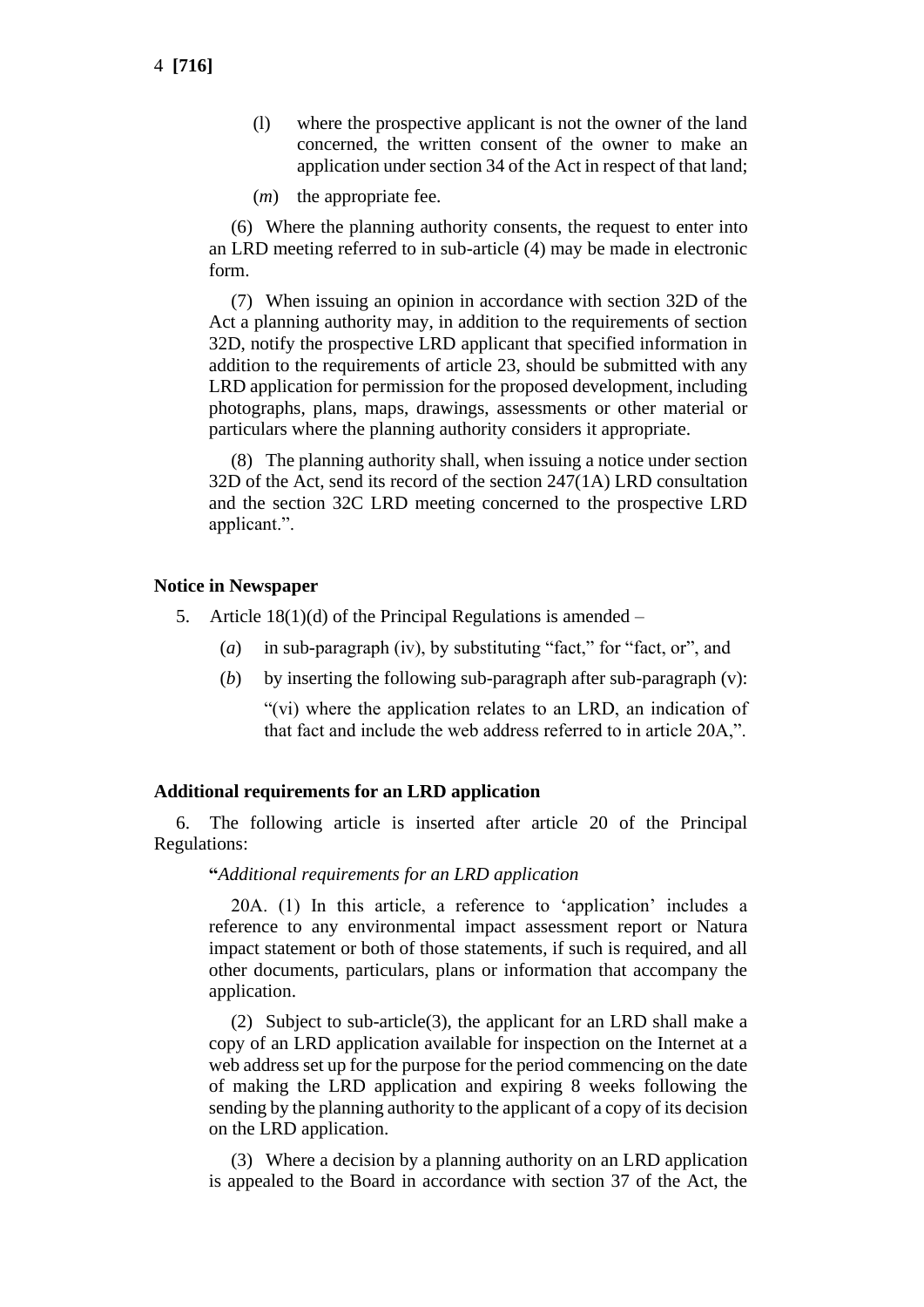(l) where the prospective applicant is not the owner of the land concerned, the written consent of the owner to make an application under section 34 of the Act in respect of that land;

(*m*) the appropriate fee.

(6) Where the planning authority consents, the request to enter into an LRD meeting referred to in sub-article (4) may be made in electronic form.

(7) When issuing an opinion in accordance with section 32D of the Act a planning authority may, in addition to the requirements of section 32D, notify the prospective LRD applicant that specified information in addition to the requirements of article 23, should be submitted with any LRD application for permission for the proposed development, including photographs, plans, maps, drawings, assessments or other material or particulars where the planning authority considers it appropriate.

(8) The planning authority shall, when issuing a notice under section 32D of the Act, send its record of the section 247(1A) LRD consultation and the section 32C LRD meeting concerned to the prospective LRD applicant.".

**Notice in Newspaper**

5. Article 18(1)(d) of the Principal Regulations is amended –

(*a*) in sub-paragraph (iv), by substituting "fact," for "fact, or", and

(*b*) by inserting the following sub-paragraph after sub-paragraph (v):

"(vi) where the application relates to an LRD, an indication of that fact and include the web address referred to in article 20A,".

**Additional requirements for an LRD application**

6. The following article is inserted after article 20 of the Principal Regulations:

"*Additional requirements for an LRD application*

20A. (1) In this article, a reference to 'application' includes a reference to any environmental impact assessment report or Natura impact statement or both of those statements, if such is required, and all other documents, particulars, plans or information that accompany the application.

(2) Subject to sub-article(3), the applicant for an LRD shall make a copy of an LRD application available for inspection on the Internet at a web address set up for the purpose for the period commencing on the date of making the LRD application and expiring 8 weeks following the sending by the planning authority to the applicant of a copy of its decision on the LRD application.

(3) Where a decision by a planning authority on an LRD application is appealed to the Board in accordance with section 37 of the Act, the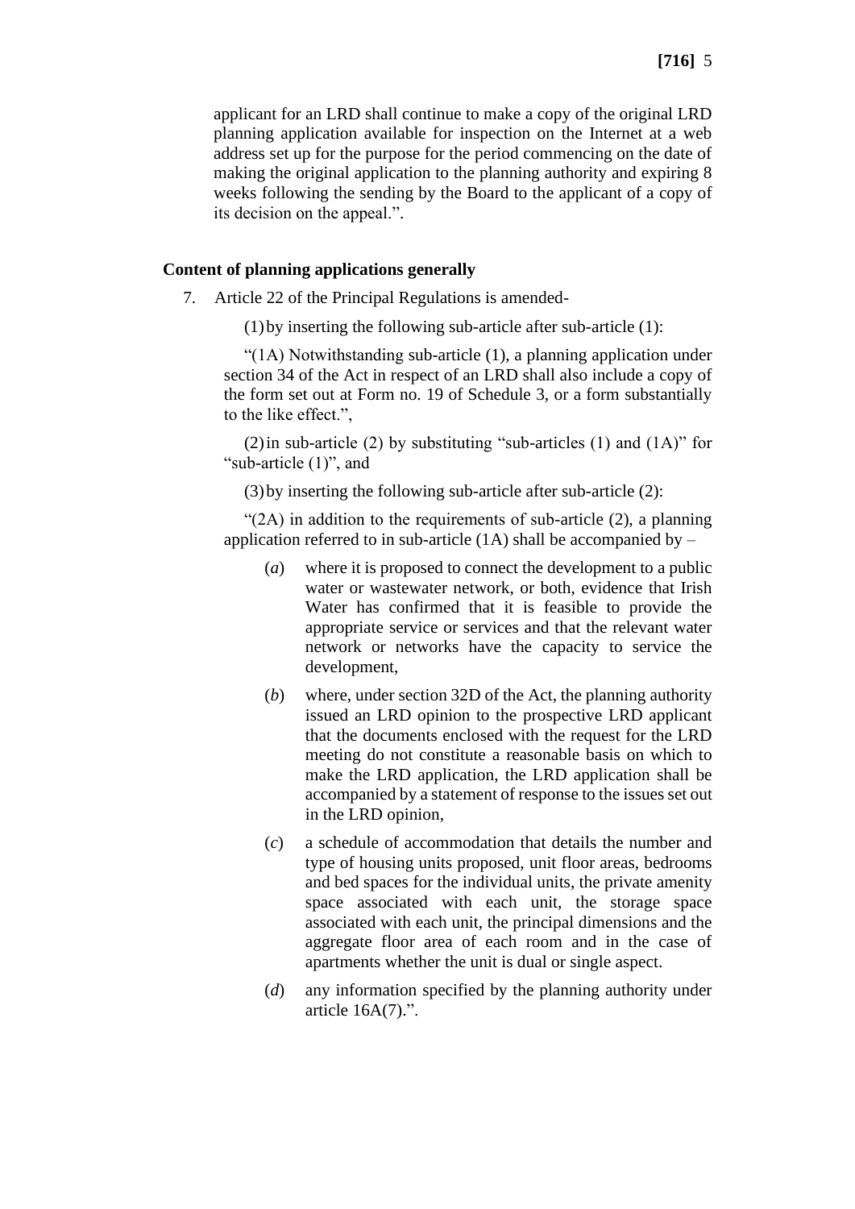applicant for an LRD shall continue to make a copy of the original LRD planning application available for inspection on the Internet at a web address set up for the purpose for the period commencing on the date of making the original application to the planning authority and expiring 8 weeks following the sending by the Board to the applicant of a copy of its decision on the appeal.".

**Content of planning applications generally**

7. Article 22 of the Principal Regulations is amended-

(1) by inserting the following sub-article after sub-article (1):

"(1A) Notwithstanding sub-article (1), a planning application under section 34 of the Act in respect of an LRD shall also include a copy of the form set out at Form no. 19 of Schedule 3, or a form substantially to the like effect.",

(2) in sub-article (2) by substituting "sub-articles (1) and (1A)" for "sub-article (1)", and

(3) by inserting the following sub-article after sub-article (2):

"(2A) in addition to the requirements of sub-article (2), a planning application referred to in sub-article (1A) shall be accompanied by –

(*a*) where it is proposed to connect the development to a public water or wastewater network, or both, evidence that Irish Water has confirmed that it is feasible to provide the appropriate service or services and that the relevant water network or networks have the capacity to service the development,

(*b*) where, under section 32D of the Act, the planning authority issued an LRD opinion to the prospective LRD applicant that the documents enclosed with the request for the LRD meeting do not constitute a reasonable basis on which to make the LRD application, the LRD application shall be accompanied by a statement of response to the issues set out in the LRD opinion,

(*c*) a schedule of accommodation that details the number and type of housing units proposed, unit floor areas, bedrooms and bed spaces for the individual units, the private amenity space associated with each unit, the storage space associated with each unit, the principal dimensions and the aggregate floor area of each room and in the case of apartments whether the unit is dual or single aspect.

(*d*) any information specified by the planning authority under article 16A(7).".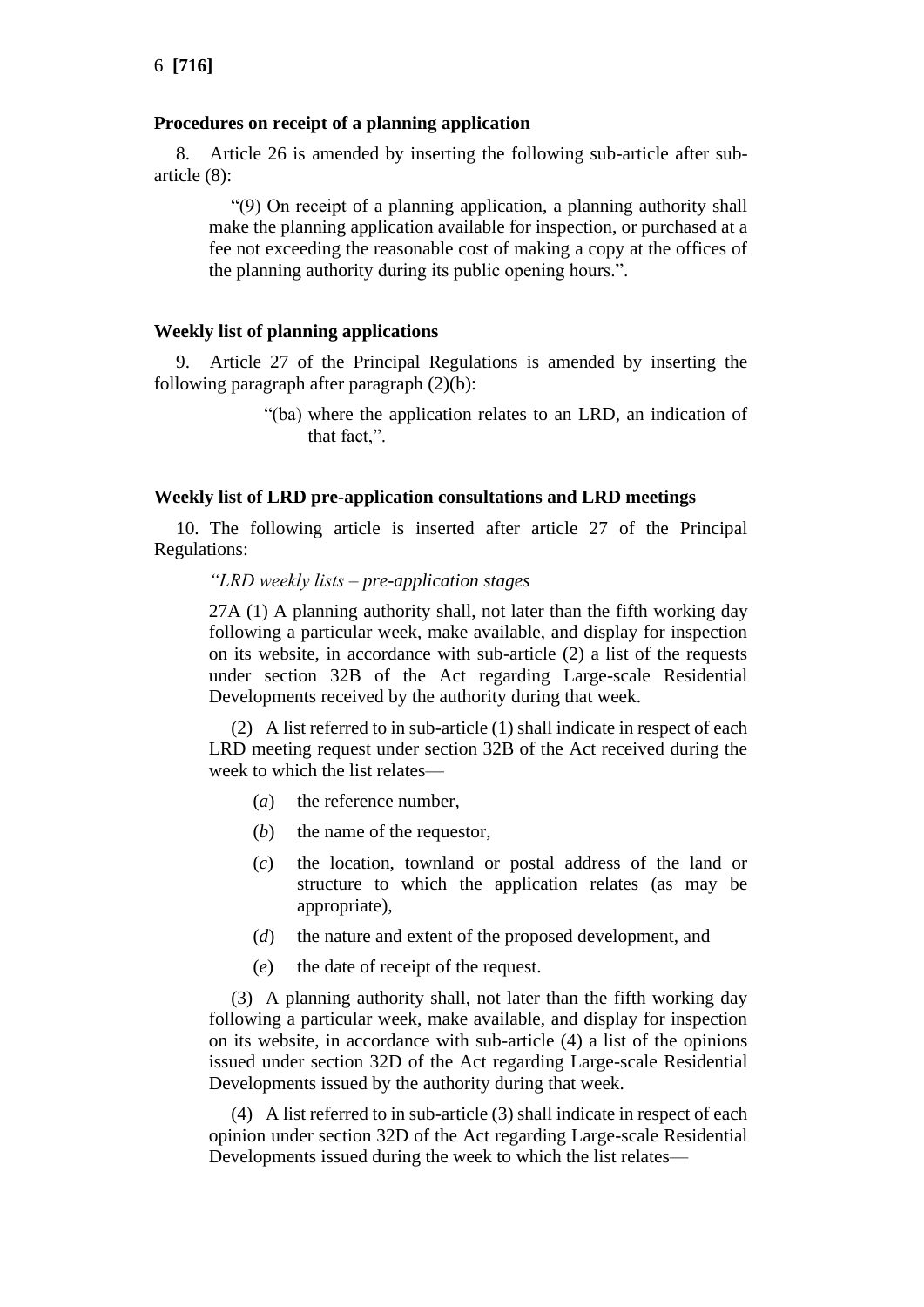**Procedures on receipt of a planning application**

8. Article 26 is amended by inserting the following sub-article after sub-article (8):

> "(9) On receipt of a planning application, a planning authority shall make the planning application available for inspection, or purchased at a fee not exceeding the reasonable cost of making a copy at the offices of the planning authority during its public opening hours.".

**Weekly list of planning applications**

9. Article 27 of the Principal Regulations is amended by inserting the following paragraph after paragraph (2)(b):

> "(ba) where the application relates to an LRD, an indication of that fact,".

**Weekly list of LRD pre-application consultations and LRD meetings**

10. The following article is inserted after article 27 of the Principal Regulations:

> *"LRD weekly lists – pre-application stages*
>
> 27A (1) A planning authority shall, not later than the fifth working day following a particular week, make available, and display for inspection on its website, in accordance with sub-article (2) a list of the requests under section 32B of the Act regarding Large-scale Residential Developments received by the authority during that week.
>
> (2) A list referred to in sub-article (1) shall indicate in respect of each LRD meeting request under section 32B of the Act received during the week to which the list relates—
>
> (*a*) the reference number,
>
> (*b*) the name of the requestor,
>
> (*c*) the location, townland or postal address of the land or structure to which the application relates (as may be appropriate),
>
> (*d*) the nature and extent of the proposed development, and
>
> (*e*) the date of receipt of the request.
>
> (3) A planning authority shall, not later than the fifth working day following a particular week, make available, and display for inspection on its website, in accordance with sub-article (4) a list of the opinions issued under section 32D of the Act regarding Large-scale Residential Developments issued by the authority during that week.
>
> (4) A list referred to in sub-article (3) shall indicate in respect of each opinion under section 32D of the Act regarding Large-scale Residential Developments issued during the week to which the list relates—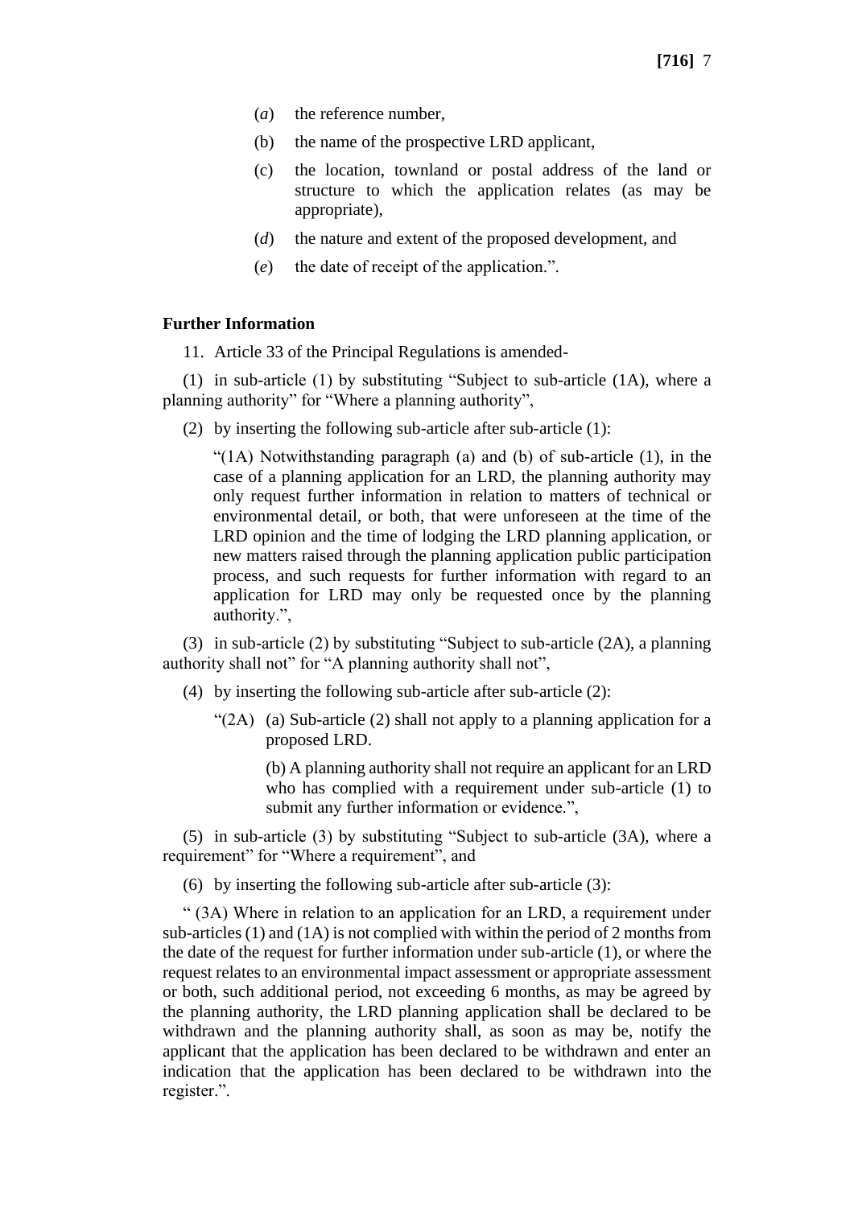(*a*) the reference number,

(b) the name of the prospective LRD applicant,

(c) the location, townland or postal address of the land or structure to which the application relates (as may be appropriate),

(*d*) the nature and extent of the proposed development, and

(*e*) the date of receipt of the application.".

**Further Information**

11. Article 33 of the Principal Regulations is amended-

(1) in sub-article (1) by substituting "Subject to sub-article (1A), where a planning authority" for "Where a planning authority",

(2) by inserting the following sub-article after sub-article (1):

"(1A) Notwithstanding paragraph (a) and (b) of sub-article (1), in the case of a planning application for an LRD, the planning authority may only request further information in relation to matters of technical or environmental detail, or both, that were unforeseen at the time of the LRD opinion and the time of lodging the LRD planning application, or new matters raised through the planning application public participation process, and such requests for further information with regard to an application for LRD may only be requested once by the planning authority.",

(3) in sub-article (2) by substituting "Subject to sub-article (2A), a planning authority shall not" for "A planning authority shall not",

(4) by inserting the following sub-article after sub-article (2):

"(2A) (a) Sub-article (2) shall not apply to a planning application for a proposed LRD.

(b) A planning authority shall not require an applicant for an LRD who has complied with a requirement under sub-article (1) to submit any further information or evidence.",

(5) in sub-article (3) by substituting "Subject to sub-article (3A), where a requirement" for "Where a requirement", and

(6) by inserting the following sub-article after sub-article (3):

" (3A) Where in relation to an application for an LRD, a requirement under sub-articles (1) and (1A) is not complied with within the period of 2 months from the date of the request for further information under sub-article (1), or where the request relates to an environmental impact assessment or appropriate assessment or both, such additional period, not exceeding 6 months, as may be agreed by the planning authority, the LRD planning application shall be declared to be withdrawn and the planning authority shall, as soon as may be, notify the applicant that the application has been declared to be withdrawn and enter an indication that the application has been declared to be withdrawn into the register.".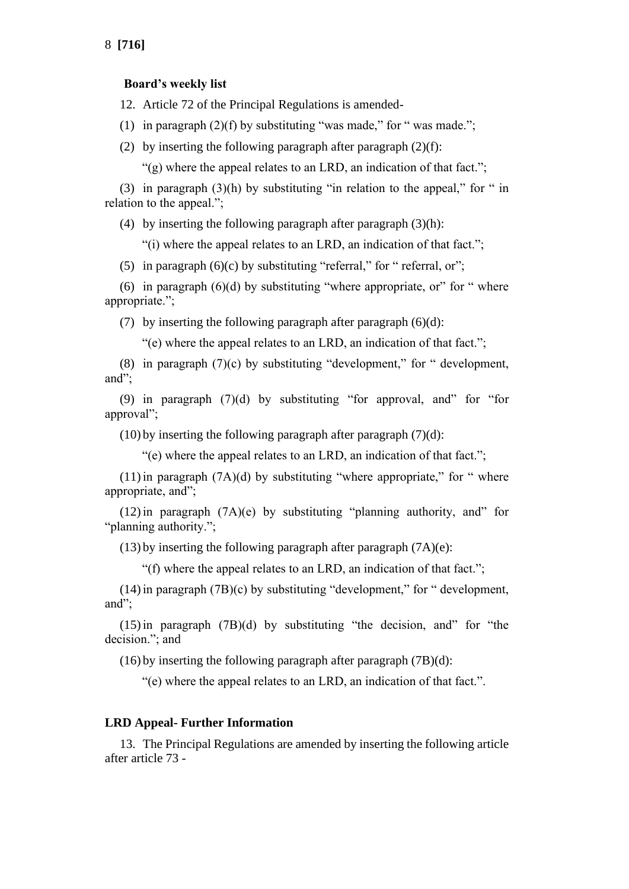**Board's weekly list**

12. Article 72 of the Principal Regulations is amended-

(1) in paragraph (2)(f) by substituting "was made," for " was made.";

(2) by inserting the following paragraph after paragraph (2)(f):

"(g) where the appeal relates to an LRD, an indication of that fact.";

(3) in paragraph (3)(h) by substituting "in relation to the appeal," for " in relation to the appeal.";

(4) by inserting the following paragraph after paragraph (3)(h):

"(i) where the appeal relates to an LRD, an indication of that fact.";

(5) in paragraph (6)(c) by substituting "referral," for " referral, or";

(6) in paragraph (6)(d) by substituting "where appropriate, or" for " where appropriate.";

(7) by inserting the following paragraph after paragraph (6)(d):

"(e) where the appeal relates to an LRD, an indication of that fact.";

(8) in paragraph (7)(c) by substituting "development," for " development, and";

(9) in paragraph (7)(d) by substituting "for approval, and" for "for approval";

(10) by inserting the following paragraph after paragraph (7)(d):

"(e) where the appeal relates to an LRD, an indication of that fact.";

(11) in paragraph (7A)(d) by substituting "where appropriate," for " where appropriate, and";

(12) in paragraph (7A)(e) by substituting "planning authority, and" for "planning authority.";

(13) by inserting the following paragraph after paragraph (7A)(e):

"(f) where the appeal relates to an LRD, an indication of that fact.";

(14) in paragraph (7B)(c) by substituting "development," for " development, and";

(15) in paragraph (7B)(d) by substituting "the decision, and" for "the decision."; and

(16) by inserting the following paragraph after paragraph (7B)(d):

"(e) where the appeal relates to an LRD, an indication of that fact.".

**LRD Appeal- Further Information**

13. The Principal Regulations are amended by inserting the following article after article 73 -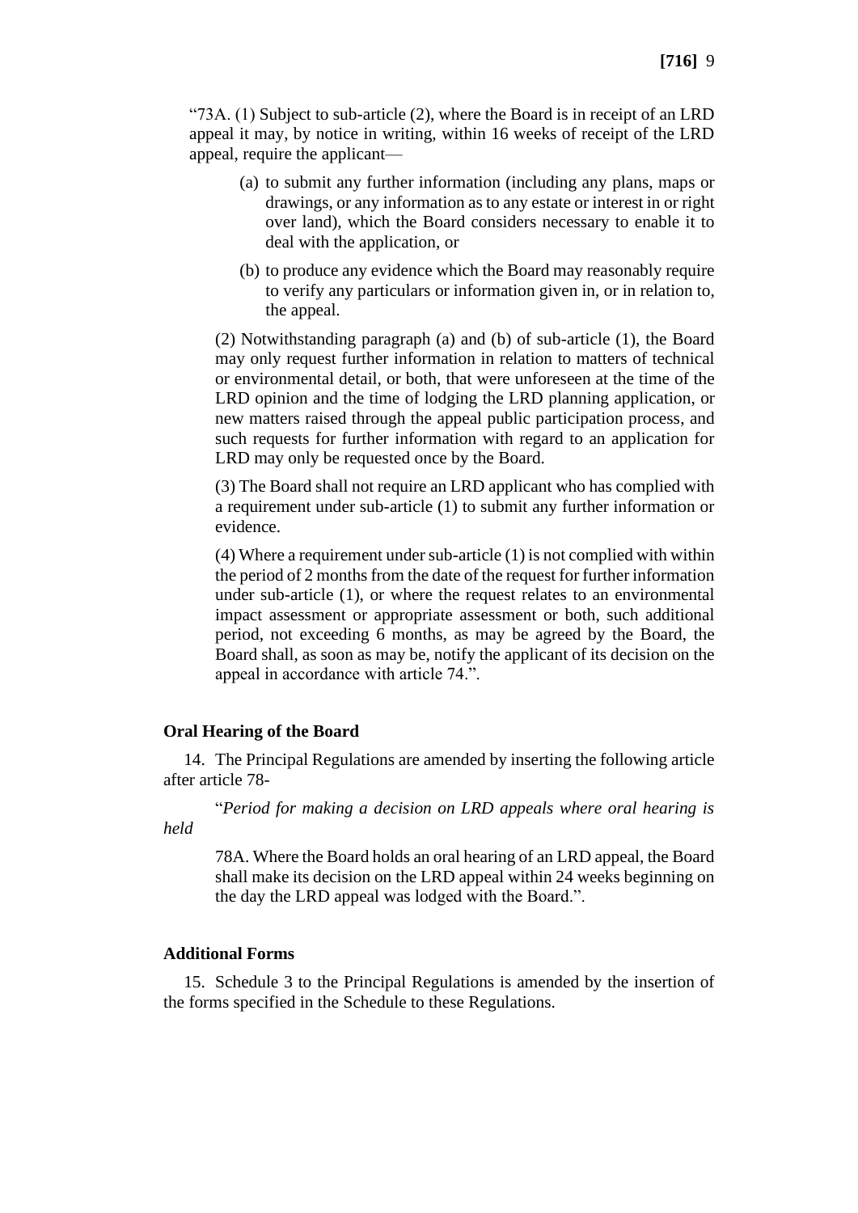"73A. (1) Subject to sub-article (2), where the Board is in receipt of an LRD appeal it may, by notice in writing, within 16 weeks of receipt of the LRD appeal, require the applicant—

(a) to submit any further information (including any plans, maps or drawings, or any information as to any estate or interest in or right over land), which the Board considers necessary to enable it to deal with the application, or

(b) to produce any evidence which the Board may reasonably require to verify any particulars or information given in, or in relation to, the appeal.

(2) Notwithstanding paragraph (a) and (b) of sub-article (1), the Board may only request further information in relation to matters of technical or environmental detail, or both, that were unforeseen at the time of the LRD opinion and the time of lodging the LRD planning application, or new matters raised through the appeal public participation process, and such requests for further information with regard to an application for LRD may only be requested once by the Board.

(3) The Board shall not require an LRD applicant who has complied with a requirement under sub-article (1) to submit any further information or evidence.

(4) Where a requirement under sub-article (1) is not complied with within the period of 2 months from the date of the request for further information under sub-article (1), or where the request relates to an environmental impact assessment or appropriate assessment or both, such additional period, not exceeding 6 months, as may be agreed by the Board, the Board shall, as soon as may be, notify the applicant of its decision on the appeal in accordance with article 74.".

**Oral Hearing of the Board**

14. The Principal Regulations are amended by inserting the following article after article 78-

"*Period for making a decision on LRD appeals where oral hearing is held*

78A. Where the Board holds an oral hearing of an LRD appeal, the Board shall make its decision on the LRD appeal within 24 weeks beginning on the day the LRD appeal was lodged with the Board.".

**Additional Forms**

15. Schedule 3 to the Principal Regulations is amended by the insertion of the forms specified in the Schedule to these Regulations.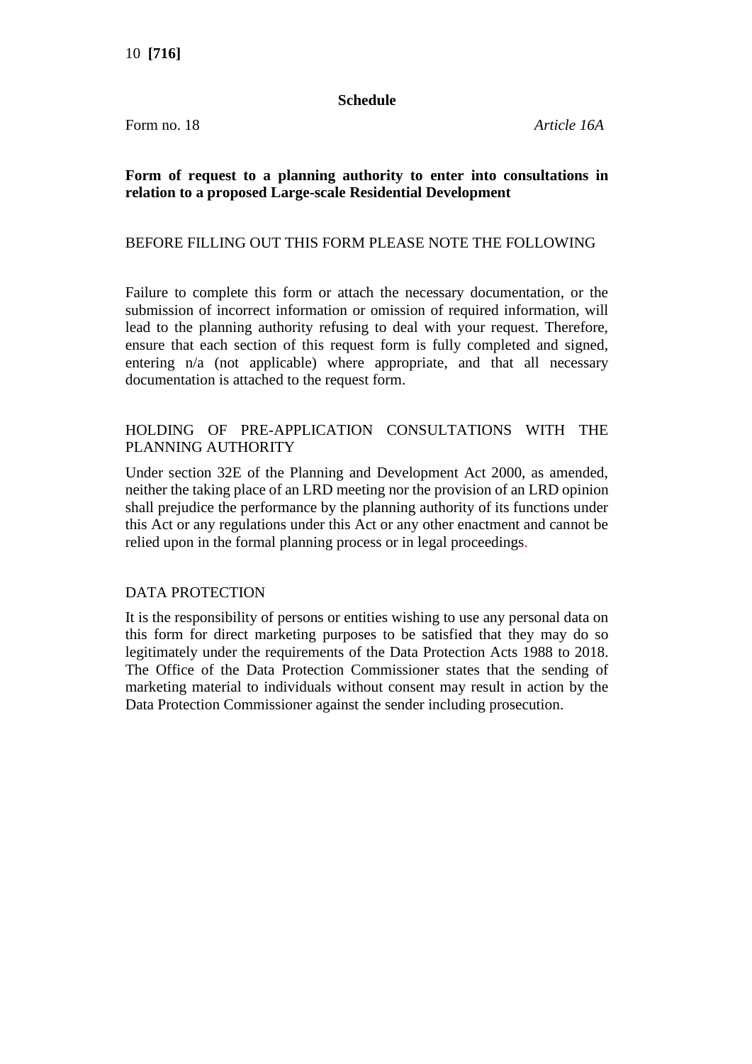**Schedule**

Form no. 18 *Article 16A*

**Form of request to a planning authority to enter into consultations in relation to a proposed Large-scale Residential Development**

BEFORE FILLING OUT THIS FORM PLEASE NOTE THE FOLLOWING

Failure to complete this form or attach the necessary documentation, or the submission of incorrect information or omission of required information, will lead to the planning authority refusing to deal with your request. Therefore, ensure that each section of this request form is fully completed and signed, entering n/a (not applicable) where appropriate, and that all necessary documentation is attached to the request form.

HOLDING OF PRE-APPLICATION CONSULTATIONS WITH THE PLANNING AUTHORITY

Under section 32E of the Planning and Development Act 2000, as amended, neither the taking place of an LRD meeting nor the provision of an LRD opinion shall prejudice the performance by the planning authority of its functions under this Act or any regulations under this Act or any other enactment and cannot be relied upon in the formal planning process or in legal proceedings.

DATA PROTECTION

It is the responsibility of persons or entities wishing to use any personal data on this form for direct marketing purposes to be satisfied that they may do so legitimately under the requirements of the Data Protection Acts 1988 to 2018. The Office of the Data Protection Commissioner states that the sending of marketing material to individuals without consent may result in action by the Data Protection Commissioner against the sender including prosecution.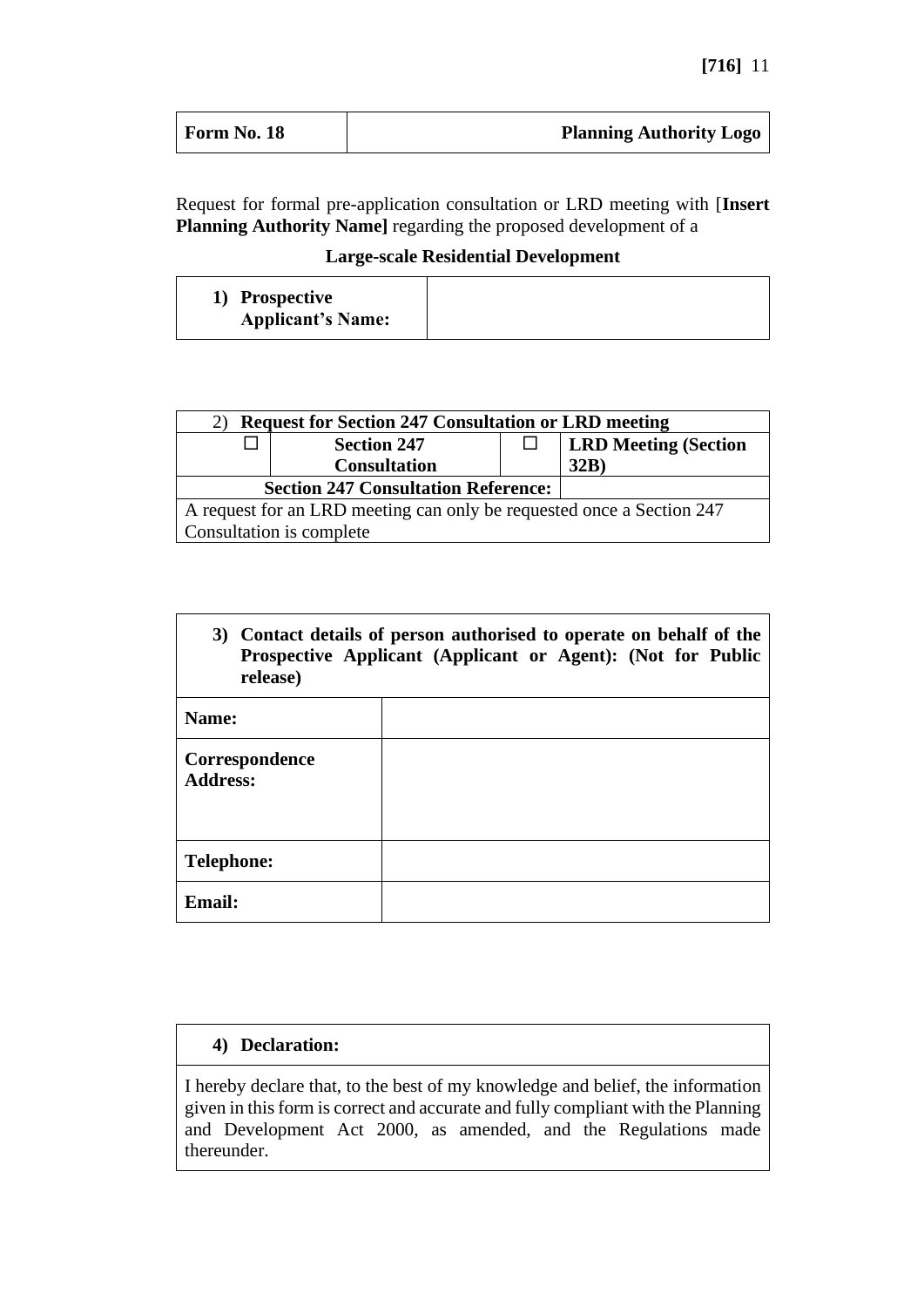| **Form No. 18** | **Planning Authority Logo** |
|---|---|

Request for formal pre-application consultation or LRD meeting with [**Insert Planning Authority Name]** regarding the proposed development of a

**Large-scale Residential Development**

| **1) Prospective Applicant's Name:** | |
|---|---|

| 2) **Request for Section 247 Consultation or LRD meeting** | | | |
|---|---|---|---|
| ☐ | **Section 247 Consultation** | ☐ | **LRD Meeting (Section 32B)** |
| **Section 247 Consultation Reference:** | | | |
| A request for an LRD meeting can only be requested once a Section 247 Consultation is complete | | | |

| **3) Contact details of person authorised to operate on behalf of the Prospective Applicant (Applicant or Agent): (Not for Public release)** | |
|---|---|
| **Name:** | |
| **Correspondence Address:** | |
| **Telephone:** | |
| **Email:** | |

| **4) Declaration:** |
|---|
| I hereby declare that, to the best of my knowledge and belief, the information given in this form is correct and accurate and fully compliant with the Planning and Development Act 2000, as amended, and the Regulations made thereunder. |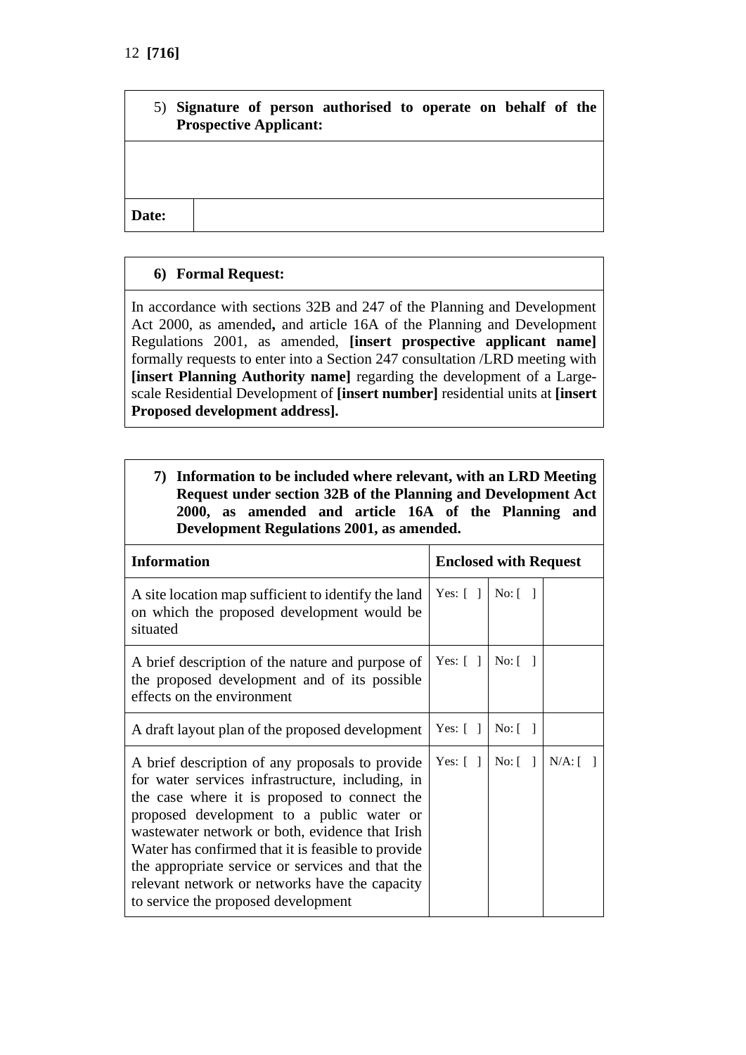| 5) **Signature of person authorised to operate on behalf of the Prospective Applicant:** | |
|---|---|
| | |
| **Date:** | |

| **6) Formal Request:** |
|---|
| In accordance with sections 32B and 247 of the Planning and Development Act 2000, as amended**,** and article 16A of the Planning and Development Regulations 2001, as amended, **[insert prospective applicant name]** formally requests to enter into a Section 247 consultation /LRD meeting with **[insert Planning Authority name]** regarding the development of a Large-scale Residential Development of **[insert number]** residential units at **[insert Proposed development address].** |

**7) Information to be included where relevant, with an LRD Meeting Request under section 32B of the Planning and Development Act 2000, as amended and article 16A of the Planning and Development Regulations 2001, as amended.**

| **Information** | **Enclosed with Request** | | |
|---|---|---|---|
| A site location map sufficient to identify the land on which the proposed development would be situated | Yes: [ ] | No: [ ] | |
| A brief description of the nature and purpose of the proposed development and of its possible effects on the environment | Yes: [ ] | No: [ ] | |
| A draft layout plan of the proposed development | Yes: [ ] | No: [ ] | |
| A brief description of any proposals to provide for water services infrastructure, including, in the case where it is proposed to connect the proposed development to a public water or wastewater network or both, evidence that Irish Water has confirmed that it is feasible to provide the appropriate service or services and that the relevant network or networks have the capacity to service the proposed development | Yes: [ ] | No: [ ] | N/A: [ ] |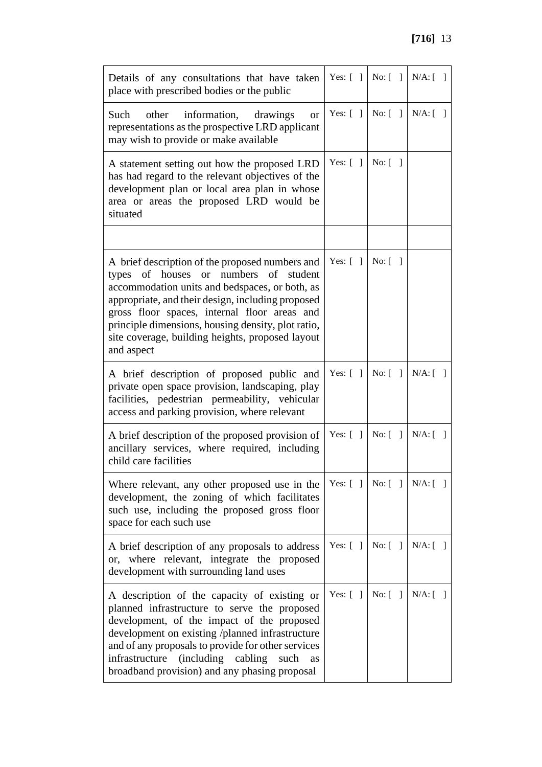| | | | |
|---|---|---|---|
| Details of any consultations that have taken place with prescribed bodies or the public | Yes: [ ] | No: [ ] | N/A: [ ] |
| Such other information, drawings or representations as the prospective LRD applicant may wish to provide or make available | Yes: [ ] | No: [ ] | N/A: [ ] |
| A statement setting out how the proposed LRD has had regard to the relevant objectives of the development plan or local area plan in whose area or areas the proposed LRD would be situated | Yes: [ ] | No: [ ] | |
| | | | |
| A brief description of the proposed numbers and types of houses or numbers of student accommodation units and bedspaces, or both, as appropriate, and their design, including proposed gross floor spaces, internal floor areas and principle dimensions, housing density, plot ratio, site coverage, building heights, proposed layout and aspect | Yes: [ ] | No: [ ] | |
| A brief description of proposed public and private open space provision, landscaping, play facilities, pedestrian permeability, vehicular access and parking provision, where relevant | Yes: [ ] | No: [ ] | N/A: [ ] |
| A brief description of the proposed provision of ancillary services, where required, including child care facilities | Yes: [ ] | No: [ ] | N/A: [ ] |
| Where relevant, any other proposed use in the development, the zoning of which facilitates such use, including the proposed gross floor space for each such use | Yes: [ ] | No: [ ] | N/A: [ ] |
| A brief description of any proposals to address or, where relevant, integrate the proposed development with surrounding land uses | Yes: [ ] | No: [ ] | N/A: [ ] |
| A description of the capacity of existing or planned infrastructure to serve the proposed development, of the impact of the proposed development on existing /planned infrastructure and of any proposals to provide for other services infrastructure (including cabling such as broadband provision) and any phasing proposal | Yes: [ ] | No: [ ] | N/A: [ ] |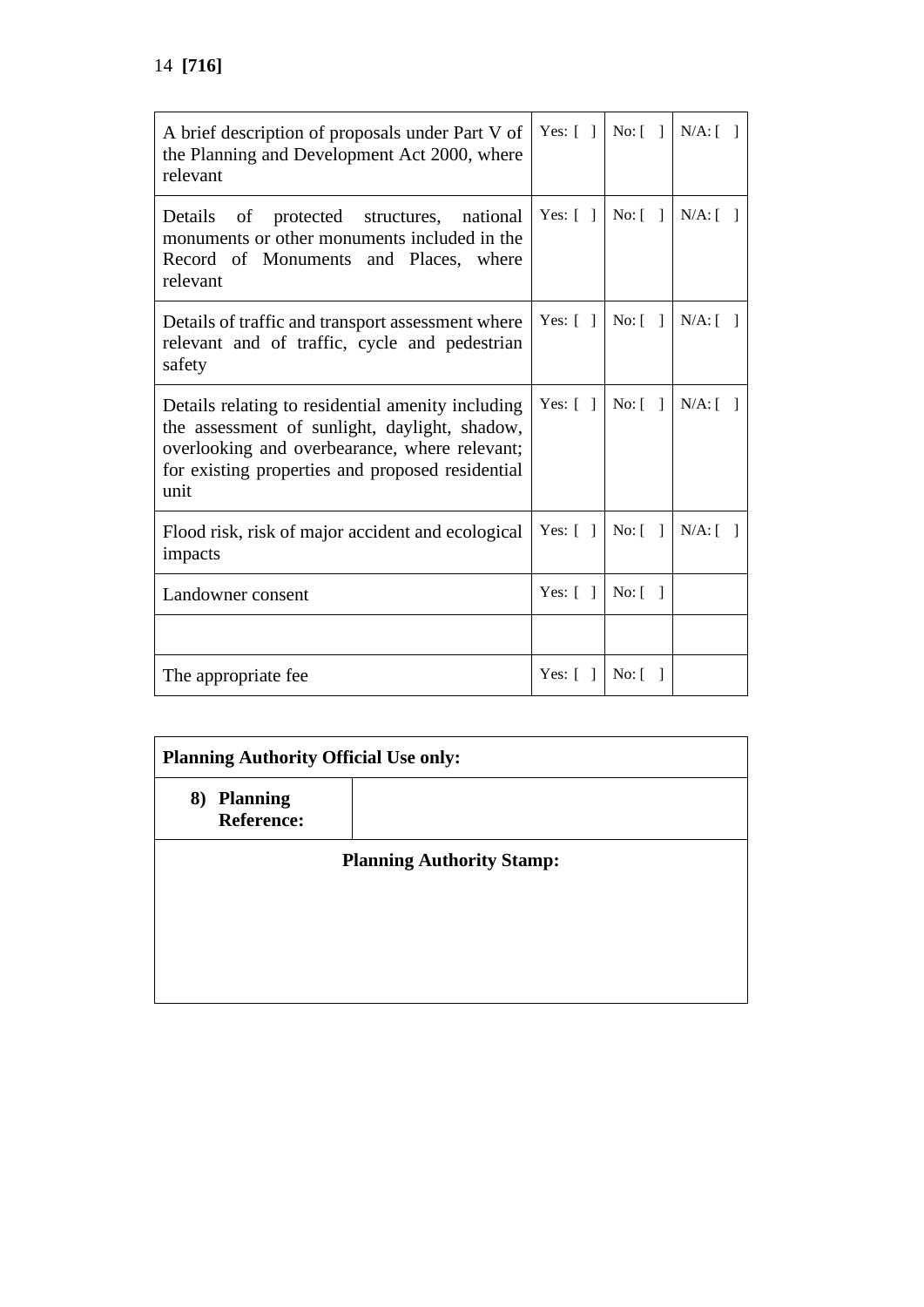| | | | |
|---|---|---|---|
| A brief description of proposals under Part V of the Planning and Development Act 2000, where relevant | Yes: [ ] | No: [ ] | N/A: [ ] |
| Details of protected structures, national monuments or other monuments included in the Record of Monuments and Places, where relevant | Yes: [ ] | No: [ ] | N/A: [ ] |
| Details of traffic and transport assessment where relevant and of traffic, cycle and pedestrian safety | Yes: [ ] | No: [ ] | N/A: [ ] |
| Details relating to residential amenity including the assessment of sunlight, daylight, shadow, overlooking and overbearance, where relevant; for existing properties and proposed residential unit | Yes: [ ] | No: [ ] | N/A: [ ] |
| Flood risk, risk of major accident and ecological impacts | Yes: [ ] | No: [ ] | N/A: [ ] |
| Landowner consent | Yes: [ ] | No: [ ] | |
| | | | |
| The appropriate fee | Yes: [ ] | No: [ ] | |

| **Planning Authority Official Use only:** | |
|---|---|
| **8) Planning Reference:** | |
| **Planning Authority Stamp:** | |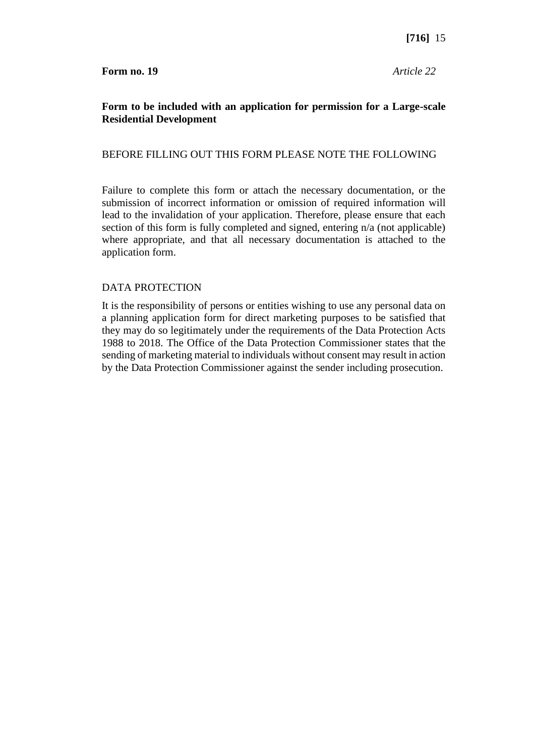**Form no. 19** *Article 22*

**Form to be included with an application for permission for a Large-scale Residential Development**

BEFORE FILLING OUT THIS FORM PLEASE NOTE THE FOLLOWING

Failure to complete this form or attach the necessary documentation, or the submission of incorrect information or omission of required information will lead to the invalidation of your application. Therefore, please ensure that each section of this form is fully completed and signed, entering n/a (not applicable) where appropriate, and that all necessary documentation is attached to the application form.

DATA PROTECTION

It is the responsibility of persons or entities wishing to use any personal data on a planning application form for direct marketing purposes to be satisfied that they may do so legitimately under the requirements of the Data Protection Acts 1988 to 2018. The Office of the Data Protection Commissioner states that the sending of marketing material to individuals without consent may result in action by the Data Protection Commissioner against the sender including prosecution.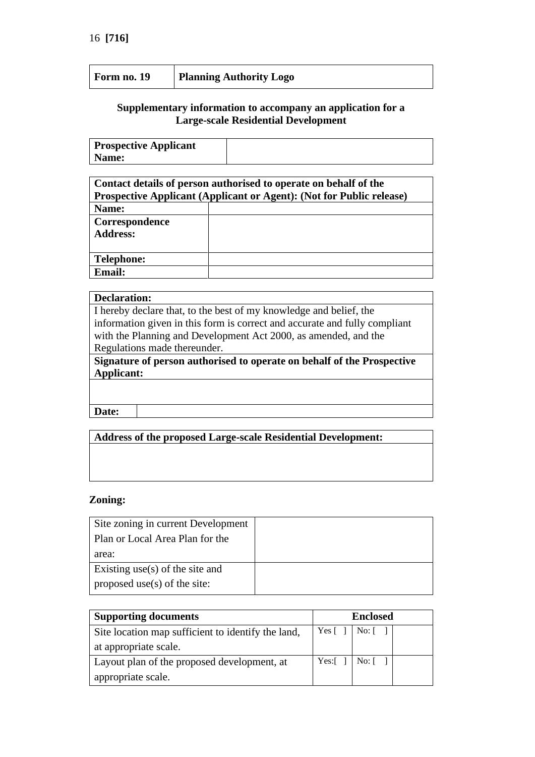| Form no. 19 | Planning Authority Logo |
|---|---|

**Supplementary information to accompany an application for a Large-scale Residential Development**

| Prospective Applicant Name: | |
|---|---|

| Contact details of person authorised to operate on behalf of the Prospective Applicant (Applicant or Agent): (Not for Public release) | |
|---|---|
| **Name:** | |
| **Correspondence Address:** | |
| **Telephone:** | |
| **Email:** | |

| Declaration: | |
|---|---|
| I hereby declare that, to the best of my knowledge and belief, the information given in this form is correct and accurate and fully compliant with the Planning and Development Act 2000, as amended, and the Regulations made thereunder. | |
| **Signature of person authorised to operate on behalf of the Prospective Applicant:** | |
| | |
| **Date:** | |

| Address of the proposed Large-scale Residential Development: |
|---|
| |

**Zoning:**

| Site zoning in current Development Plan or Local Area Plan for the area: | |
|---|---|
| Existing use(s) of the site and proposed use(s) of the site: | |

| Supporting documents | Enclosed | | |
|---|---|---|---|
| Site location map sufficient to identify the land, at appropriate scale. | Yes [ ] | No: [ ] | |
| Layout plan of the proposed development, at appropriate scale. | Yes:[ ] | No: [ ] | |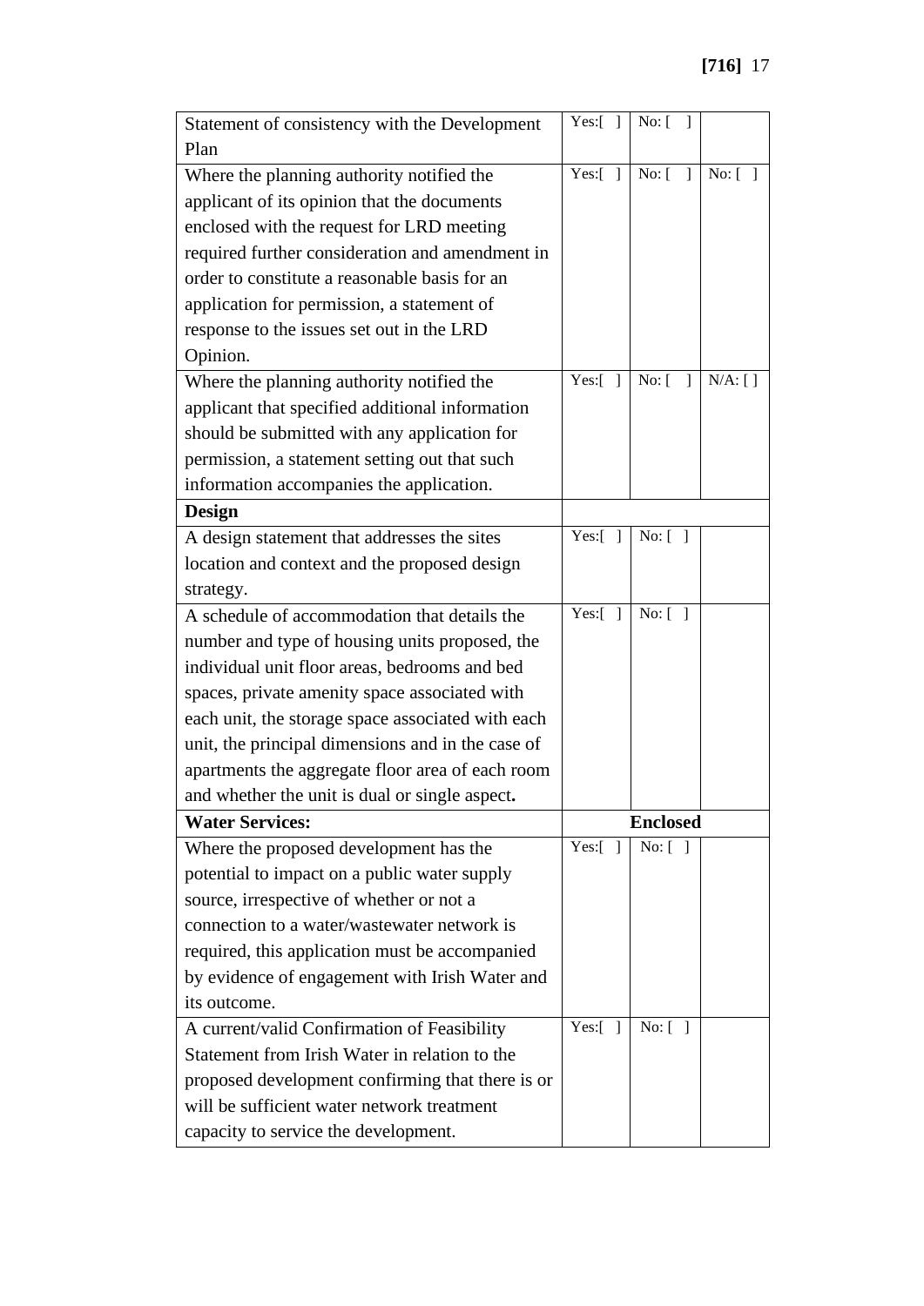| | | | |
|---|---|---|---|
| Statement of consistency with the Development Plan | Yes:[ ] | No: [ ] | |
| Where the planning authority notified the applicant of its opinion that the documents enclosed with the request for LRD meeting required further consideration and amendment in order to constitute a reasonable basis for an application for permission, a statement of response to the issues set out in the LRD Opinion. | Yes:[ ] | No: [ ] | No: [ ] |
| Where the planning authority notified the applicant that specified additional information should be submitted with any application for permission, a statement setting out that such information accompanies the application. | Yes:[ ] | No: [ ] | N/A: [ ] |
| **Design** | | | |
| A design statement that addresses the sites location and context and the proposed design strategy. | Yes:[ ] | No: [ ] | |
| A schedule of accommodation that details the number and type of housing units proposed, the individual unit floor areas, bedrooms and bed spaces, private amenity space associated with each unit, the storage space associated with each unit, the principal dimensions and in the case of apartments the aggregate floor area of each room and whether the unit is dual or single aspect**.** | Yes:[ ] | No: [ ] | |
| **Water Services:** | **Enclosed** | | |
| Where the proposed development has the potential to impact on a public water supply source, irrespective of whether or not a connection to a water/wastewater network is required, this application must be accompanied by evidence of engagement with Irish Water and its outcome. | Yes:[ ] | No: [ ] | |
| A current/valid Confirmation of Feasibility Statement from Irish Water in relation to the proposed development confirming that there is or will be sufficient water network treatment capacity to service the development. | Yes:[ ] | No: [ ] | |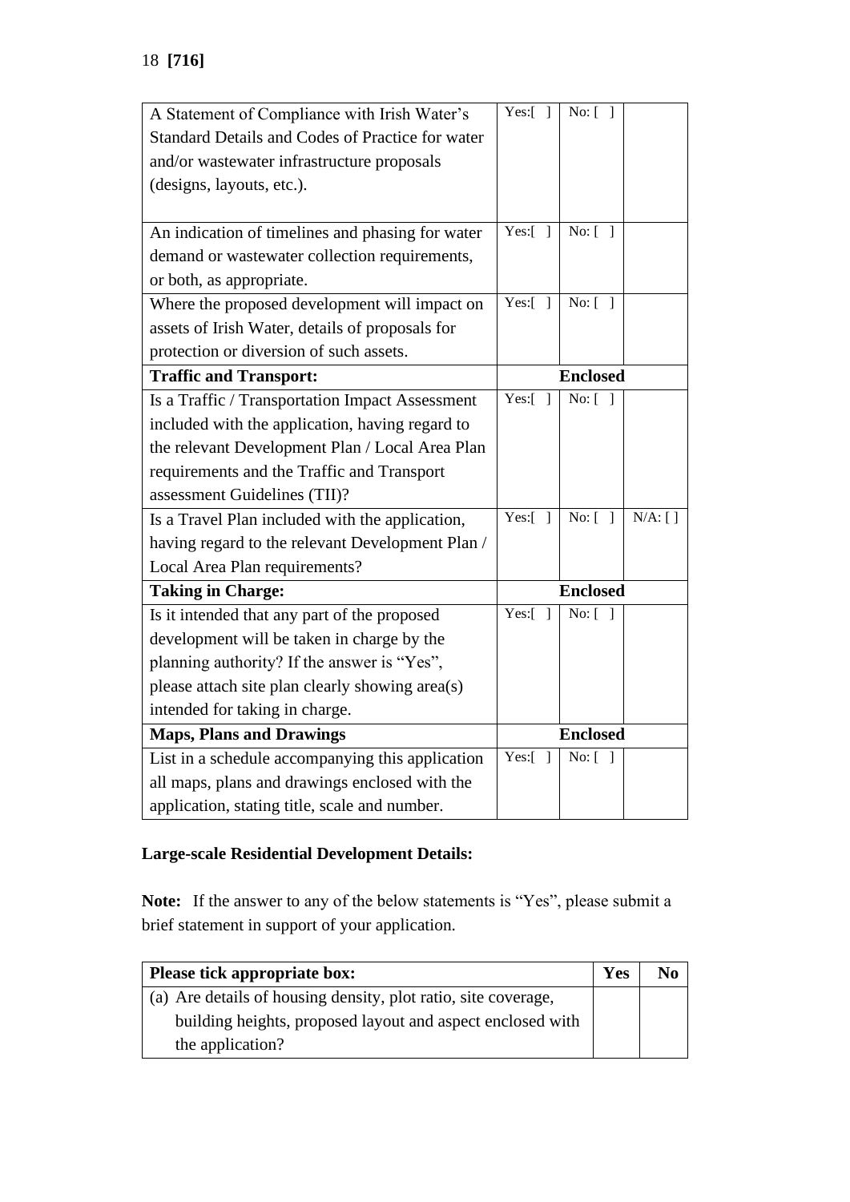| | | | |
|---|---|---|---|
| A Statement of Compliance with Irish Water's Standard Details and Codes of Practice for water and/or wastewater infrastructure proposals (designs, layouts, etc.). | Yes:[ ] | No: [ ] | |
| An indication of timelines and phasing for water demand or wastewater collection requirements, or both, as appropriate. | Yes:[ ] | No: [ ] | |
| Where the proposed development will impact on assets of Irish Water, details of proposals for protection or diversion of such assets. | Yes:[ ] | No: [ ] | |
| **Traffic and Transport:** | | **Enclosed** | |
| Is a Traffic / Transportation Impact Assessment included with the application, having regard to the relevant Development Plan / Local Area Plan requirements and the Traffic and Transport assessment Guidelines (TII)? | Yes:[ ] | No: [ ] | |
| Is a Travel Plan included with the application, having regard to the relevant Development Plan / Local Area Plan requirements? | Yes:[ ] | No: [ ] | N/A: [ ] |
| **Taking in Charge:** | | **Enclosed** | |
| Is it intended that any part of the proposed development will be taken in charge by the planning authority? If the answer is "Yes", please attach site plan clearly showing area(s) intended for taking in charge. | Yes:[ ] | No: [ ] | |
| **Maps, Plans and Drawings** | | **Enclosed** | |
| List in a schedule accompanying this application all maps, plans and drawings enclosed with the application, stating title, scale and number. | Yes:[ ] | No: [ ] | |

**Large-scale Residential Development Details:**

**Note:** If the answer to any of the below statements is "Yes", please submit a brief statement in support of your application.

| **Please tick appropriate box:** | **Yes** | **No** |
|---|---|---|
| (a) Are details of housing density, plot ratio, site coverage, building heights, proposed layout and aspect enclosed with the application? | | |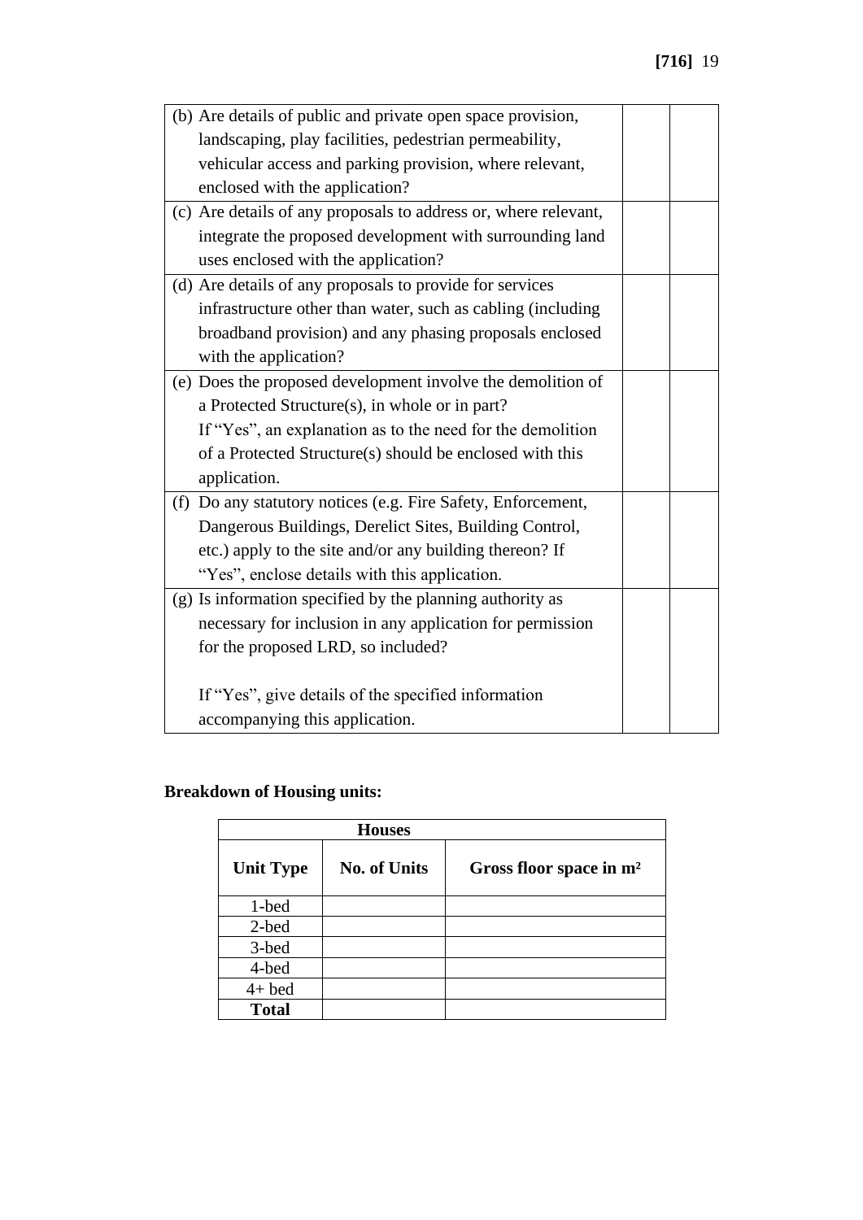| | | |
|---|---|---|
| (b) Are details of public and private open space provision, landscaping, play facilities, pedestrian permeability, vehicular access and parking provision, where relevant, enclosed with the application? | | |
| (c) Are details of any proposals to address or, where relevant, integrate the proposed development with surrounding land uses enclosed with the application? | | |
| (d) Are details of any proposals to provide for services infrastructure other than water, such as cabling (including broadband provision) and any phasing proposals enclosed with the application? | | |
| (e) Does the proposed development involve the demolition of a Protected Structure(s), in whole or in part? If "Yes", an explanation as to the need for the demolition of a Protected Structure(s) should be enclosed with this application. | | |
| (f) Do any statutory notices (e.g. Fire Safety, Enforcement, Dangerous Buildings, Derelict Sites, Building Control, etc.) apply to the site and/or any building thereon? If "Yes", enclose details with this application. | | |
| (g) Is information specified by the planning authority as necessary for inclusion in any application for permission for the proposed LRD, so included? <br><br> If "Yes", give details of the specified information accompanying this application. | | |

**Breakdown of Housing units:**

| **Houses** | | |
|---|---|---|
| **Unit Type** | **No. of Units** | **Gross floor space in m²** |
| 1-bed | | |
| 2-bed | | |
| 3-bed | | |
| 4-bed | | |
| 4+ bed | | |
| **Total** | | |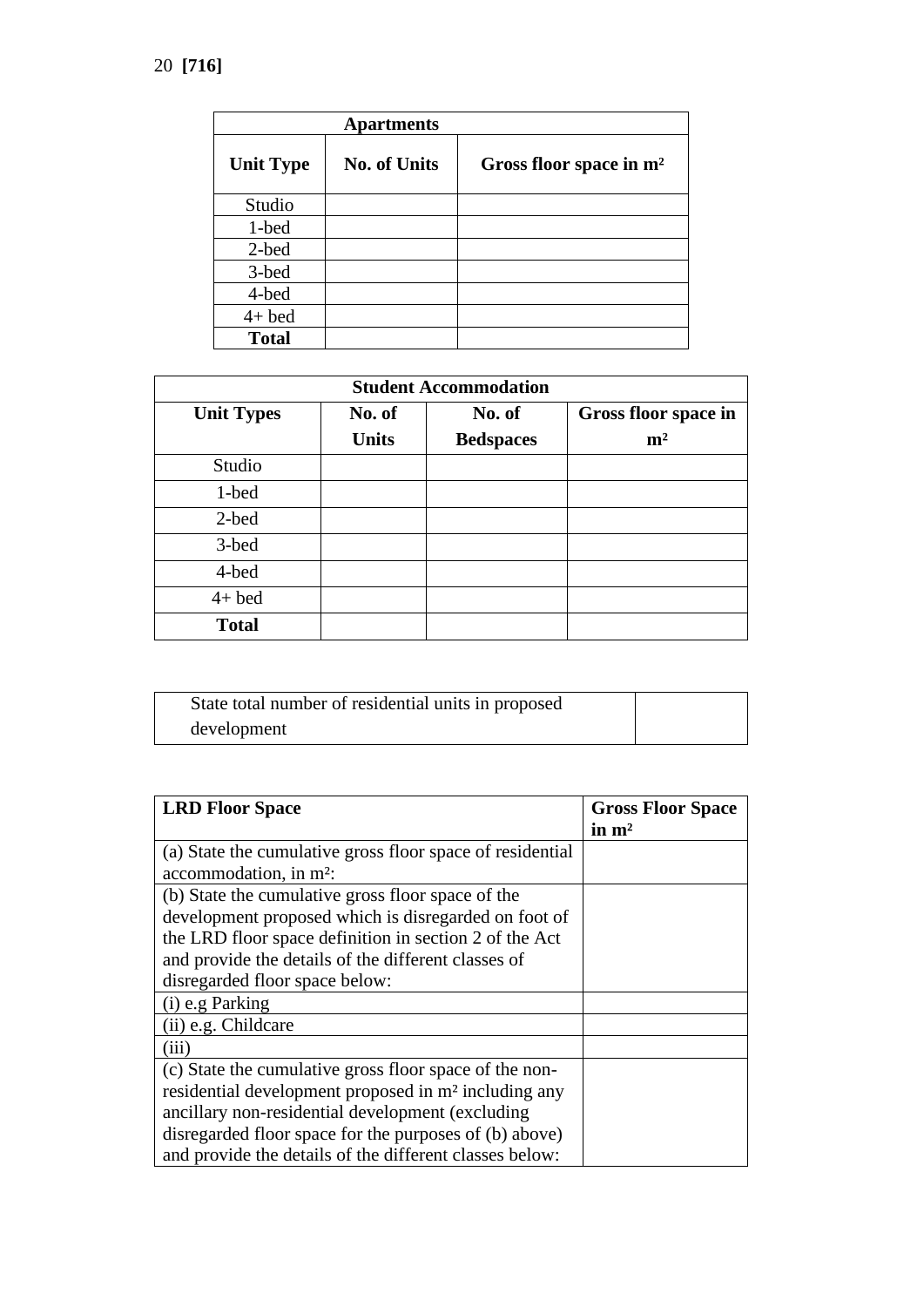**[716]**

| Apartments | | |
|---|---|---|
| **Unit Type** | **No. of Units** | **Gross floor space in m²** |
| Studio | | |
| 1-bed | | |
| 2-bed | | |
| 3-bed | | |
| 4-bed | | |
| 4+ bed | | |
| **Total** | | |

| Student Accommodation | | | |
|---|---|---|---|
| **Unit Types** | **No. of Units** | **No. of Bedspaces** | **Gross floor space in m²** |
| Studio | | | |
| 1-bed | | | |
| 2-bed | | | |
| 3-bed | | | |
| 4-bed | | | |
| 4+ bed | | | |
| **Total** | | | |

| State total number of residential units in proposed development | |
|---|---|

| **LRD Floor Space** | **Gross Floor Space in m²** |
|---|---|
| (a) State the cumulative gross floor space of residential accommodation, in m²: | |
| (b) State the cumulative gross floor space of the development proposed which is disregarded on foot of the LRD floor space definition in section 2 of the Act and provide the details of the different classes of disregarded floor space below: | |
| (i) e.g Parking | |
| (ii) e.g. Childcare | |
| (iii) | |
| (c) State the cumulative gross floor space of the non-residential development proposed in m² including any ancillary non-residential development (excluding disregarded floor space for the purposes of (b) above) and provide the details of the different classes below: | |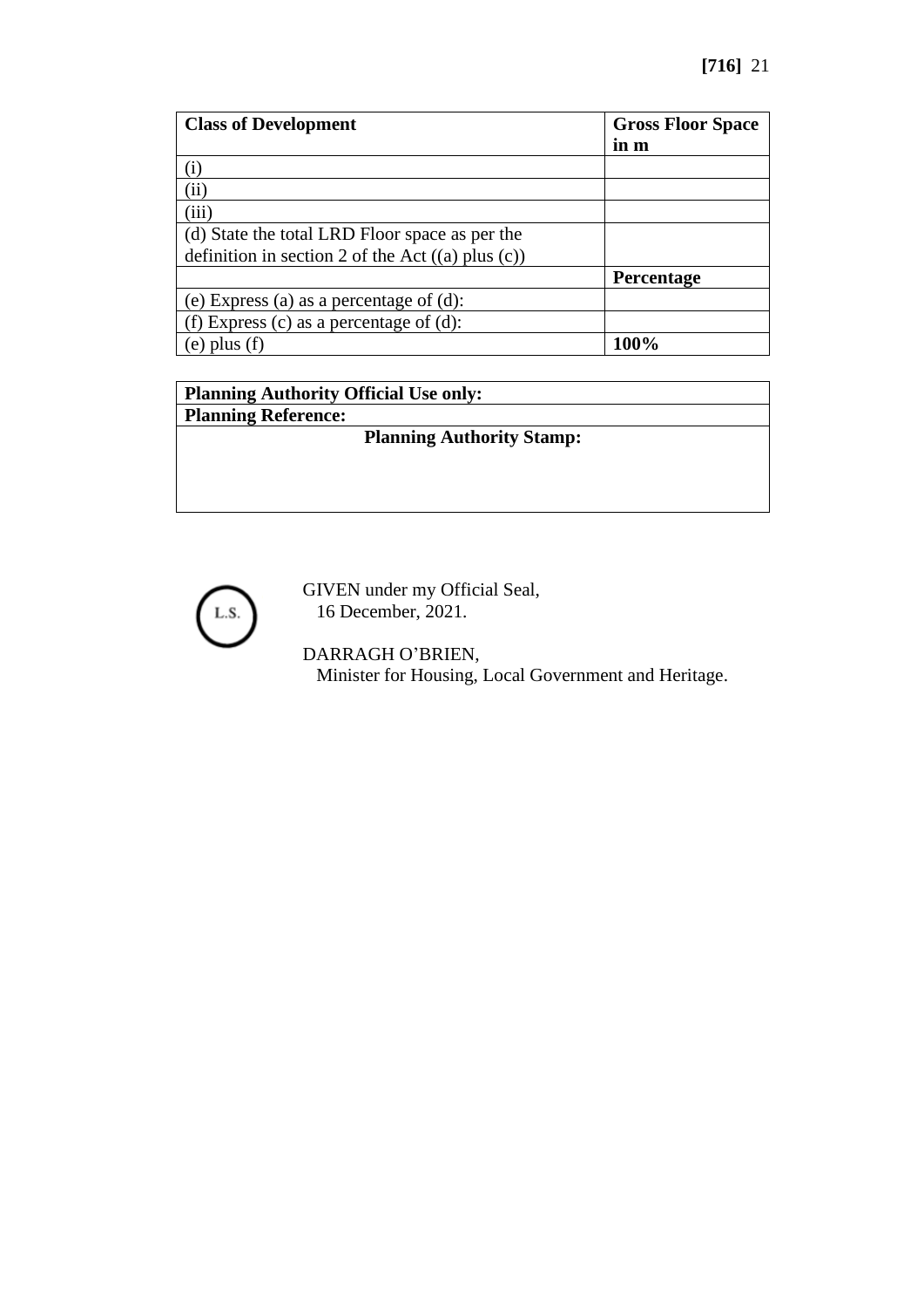| **Class of Development** | **Gross Floor Space in m** |
|---|---|
| (i) | |
| (ii) | |
| (iii) | |
| (d) State the total LRD Floor space as per the definition in section 2 of the Act ((a) plus (c)) | |
| | **Percentage** |
| (e) Express (a) as a percentage of (d): | |
| (f) Express (c) as a percentage of (d): | |
| (e) plus (f) | **100%** |

| **Planning Authority Official Use only:** |
|---|
| **Planning Reference:** |
| **Planning Authority Stamp:** |

L.S.

GIVEN under my Official Seal,
16 December, 2021.

DARRAGH O'BRIEN,
Minister for Housing, Local Government and Heritage.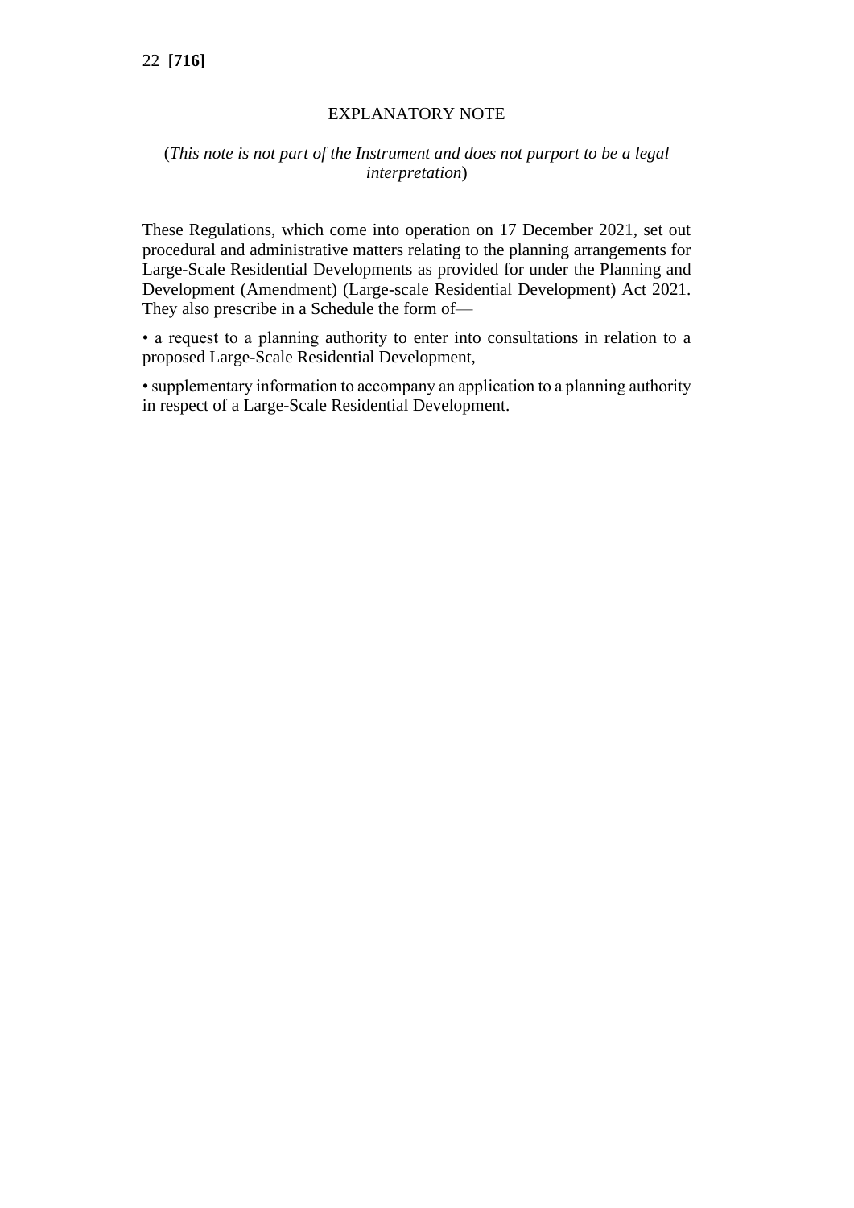## EXPLANATORY NOTE

(*This note is not part of the Instrument and does not purport to be a legal interpretation*)

These Regulations, which come into operation on 17 December 2021, set out procedural and administrative matters relating to the planning arrangements for Large-Scale Residential Developments as provided for under the Planning and Development (Amendment) (Large-scale Residential Development) Act 2021. They also prescribe in a Schedule the form of—

• a request to a planning authority to enter into consultations in relation to a proposed Large-Scale Residential Development,

• supplementary information to accompany an application to a planning authority in respect of a Large-Scale Residential Development.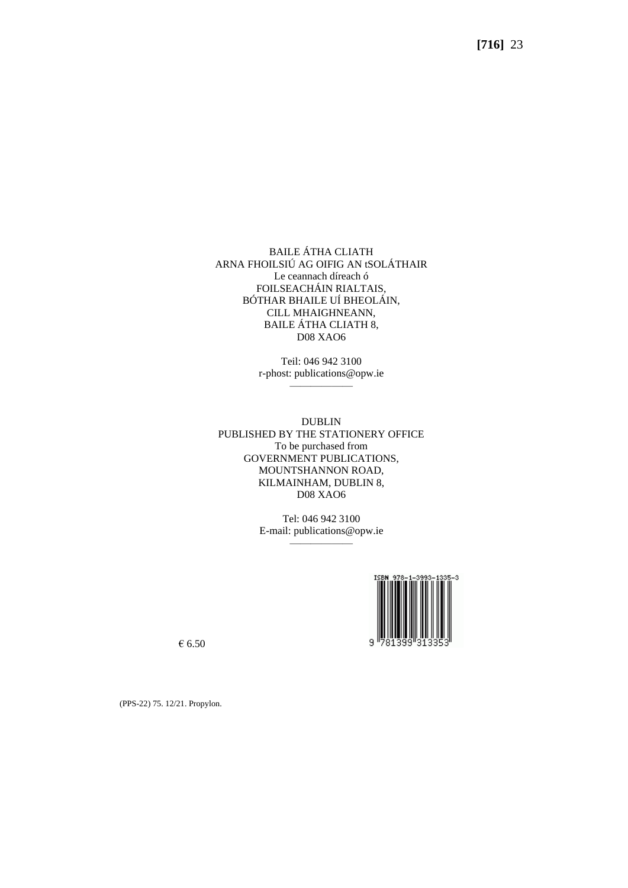BAILE ÁTHA CLIATH
ARNA FHOILSIÚ AG OIFIG AN tSOLÁTHAIR
Le ceannach díreach ó
FOILSEACHÁIN RIALTAIS,
BÓTHAR BHAILE UÍ BHEOLÁIN,
CILL MHAIGHNEANN,
BAILE ÁTHA CLIATH 8,
D08 XAO6

Teil: 046 942 3100
r-phost: publications@opw.ie

---

DUBLIN
PUBLISHED BY THE STATIONERY OFFICE
To be purchased from
GOVERNMENT PUBLICATIONS,
MOUNTSHANNON ROAD,
KILMAINHAM, DUBLIN 8,
D08 XAO6

Tel: 046 942 3100
E-mail: publications@opw.ie

---

ISBN 978-1-3993-1335-3

€ 6.50

(PPS-22) 75. 12/21. Propylon.